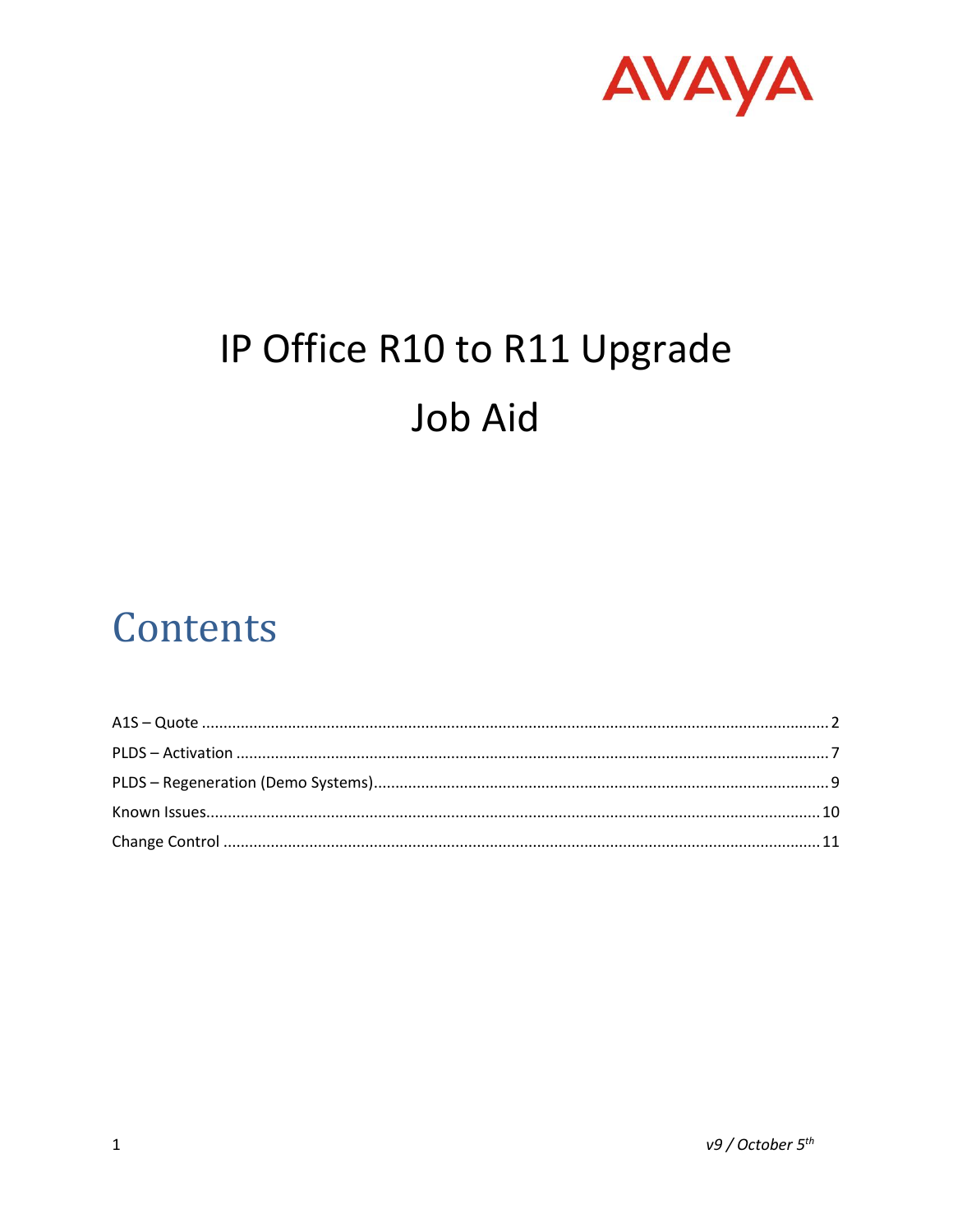AVAYA

# IP Office R10 to R11 Upgrade

# Job Aid

## Contents

A1S – Quote ........................................................ 2
PLDS – Activation ................................................. 7
PLDS – Regeneration (Demo Systems) ................................ 9
Known Issues ....................................................... 10
Change Control ..................................................... 11

*v9 / October 5th*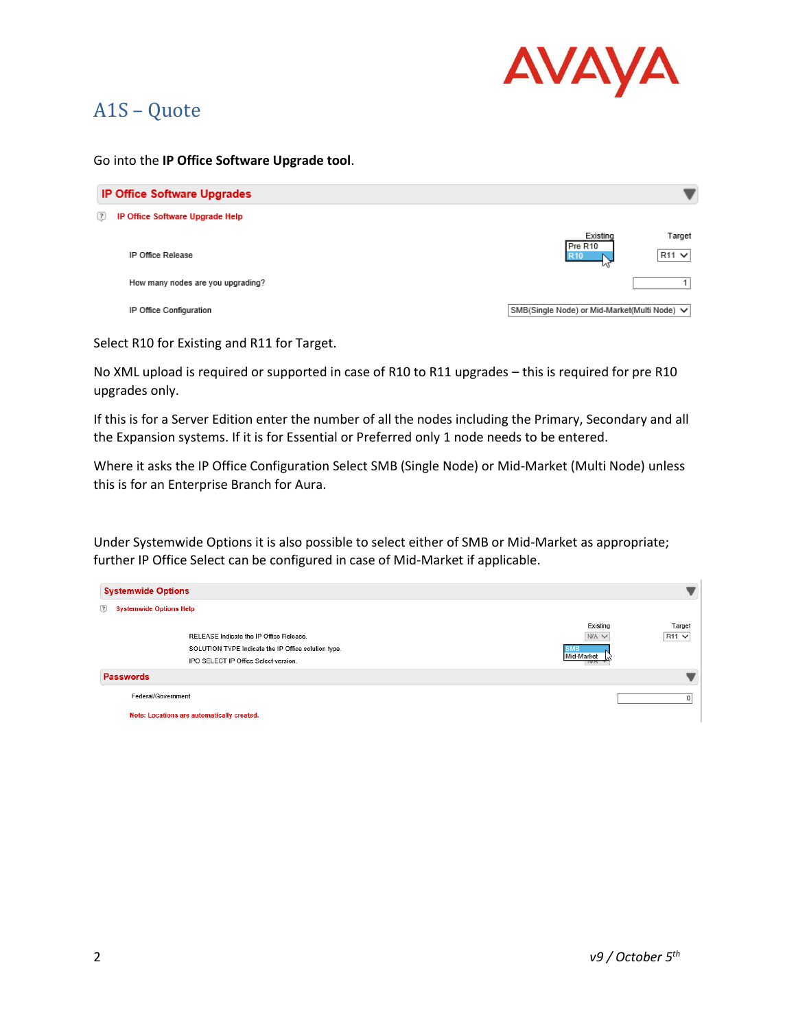# A1S – Quote

Go into the **IP Office Software Upgrade tool**.

| IP Office Software Upgrades | | |
|---|---|---|
| IP Office Software Upgrade Help | | |
| | Existing | Target |
| IP Office Release | Pre R10 / R10 | R11 |
| How many nodes are you upgrading? | | 1 |
| IP Office Configuration | SMB(Single Node) or Mid-Market(Multi Node) | |

Select R10 for Existing and R11 for Target.

No XML upload is required or supported in case of R10 to R11 upgrades – this is required for pre R10 upgrades only.

If this is for a Server Edition enter the number of all the nodes including the Primary, Secondary and all the Expansion systems. If it is for Essential or Preferred only 1 node needs to be entered.

Where it asks the IP Office Configuration Select SMB (Single Node) or Mid-Market (Multi Node) unless this is for an Enterprise Branch for Aura.

Under Systemwide Options it is also possible to select either of SMB or Mid-Market as appropriate; further IP Office Select can be configured in case of Mid-Market if applicable.

| Systemwide Options | | |
|---|---|---|
| Systemwide Options Help | | |
| | Existing | Target |
| RELEASE Indicate the IP Office Release. | N/A | R11 |
| SOLUTION TYPE Indicate the IP Office solution type. | SMB / Mid-Market | |
| IPO SELECT IP Office Select version. | N/A | |

| Passwords | |
|---|---|
| Federal/Government | 0 |

Note: Locations are automatically created.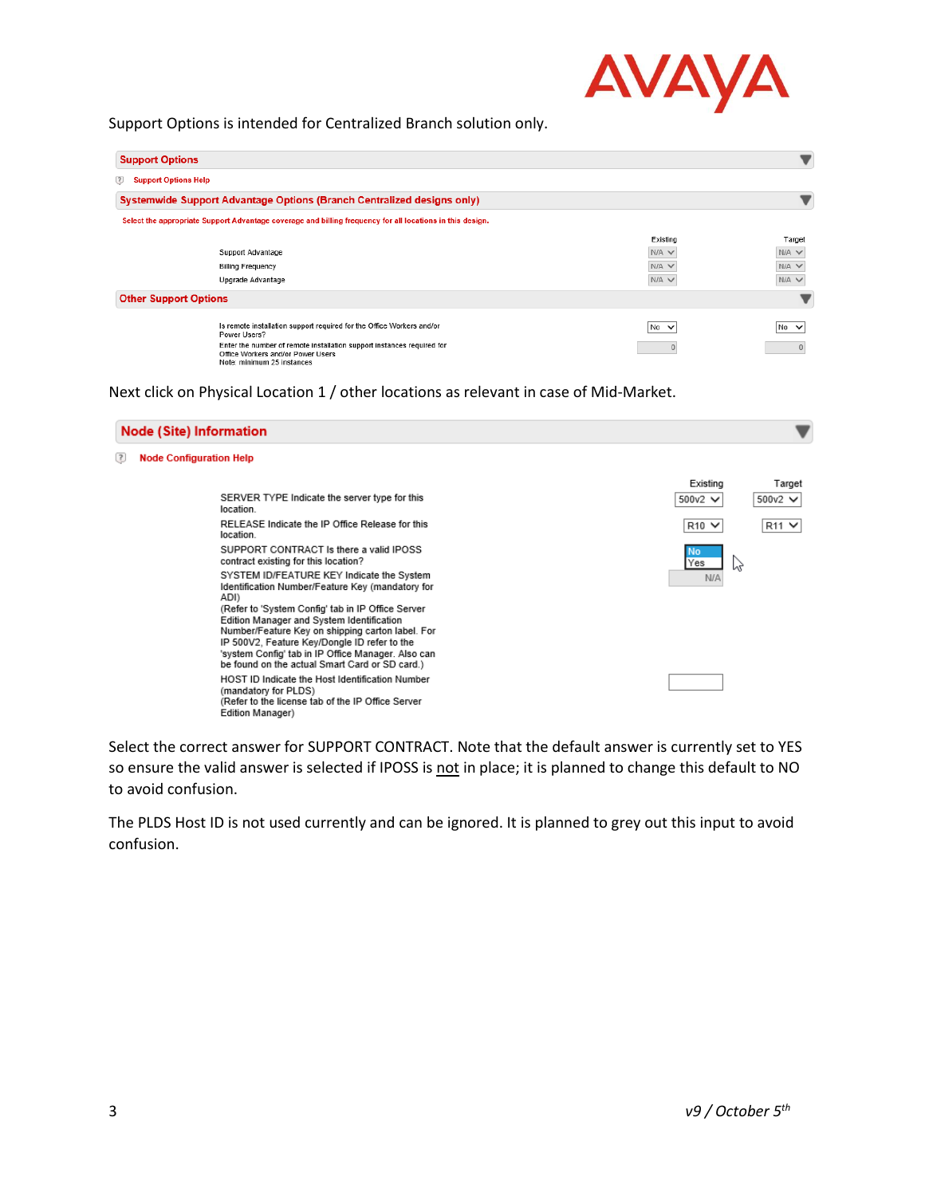Support Options is intended for Centralized Branch solution only.

**Support Options**

Support Options Help

**Systemwide Support Advantage Options (Branch Centralized designs only)**

Select the appropriate Support Advantage coverage and billing frequency for all locations in this design.

| | Existing | Target |
|---|---|---|
| Support Advantage | N/A | N/A |
| Billing Frequency | N/A | N/A |
| Upgrade Advantage | N/A | N/A |

**Other Support Options**

| | Existing | Target |
|---|---|---|
| Is remote installation support required for the Office Workers and/or Power Users? | No | No |
| Enter the number of remote installation support instances required for Office Workers and/or Power Users<br>Note: minimum 25 instances | 0 | 0 |

Next click on Physical Location 1 / other locations as relevant in case of Mid-Market.

**Node (Site) Information**

Node Configuration Help

| | Existing | Target |
|---|---|---|
| SERVER TYPE Indicate the server type for this location. | 500v2 | 500v2 |
| RELEASE Indicate the IP Office Release for this location. | R10 | R11 |
| SUPPORT CONTRACT Is there a valid IPOSS contract existing for this location? | No / Yes | |
| SYSTEM ID/FEATURE KEY Indicate the System Identification Number/Feature Key (mandatory for ADI)<br>(Refer to 'System Config' tab in IP Office Server Edition Manager and System Identification Number/Feature Key on shipping carton label. For IP 500V2, Feature Key/Dongle ID refer to the 'system config' tab in IP Office Manager. Also can be found on the actual Smart Card or SD card.) | N/A | |
| HOST ID Indicate the Host Identification Number (mandatory for PLDS)<br>(Refer to the license tab of the IP Office Server Edition Manager) | | |

Select the correct answer for SUPPORT CONTRACT. Note that the default answer is currently set to YES so ensure the valid answer is selected if IPOSS is not in place; it is planned to change this default to NO to avoid confusion.

The PLDS Host ID is not used currently and can be ignored. It is planned to grey out this input to avoid confusion.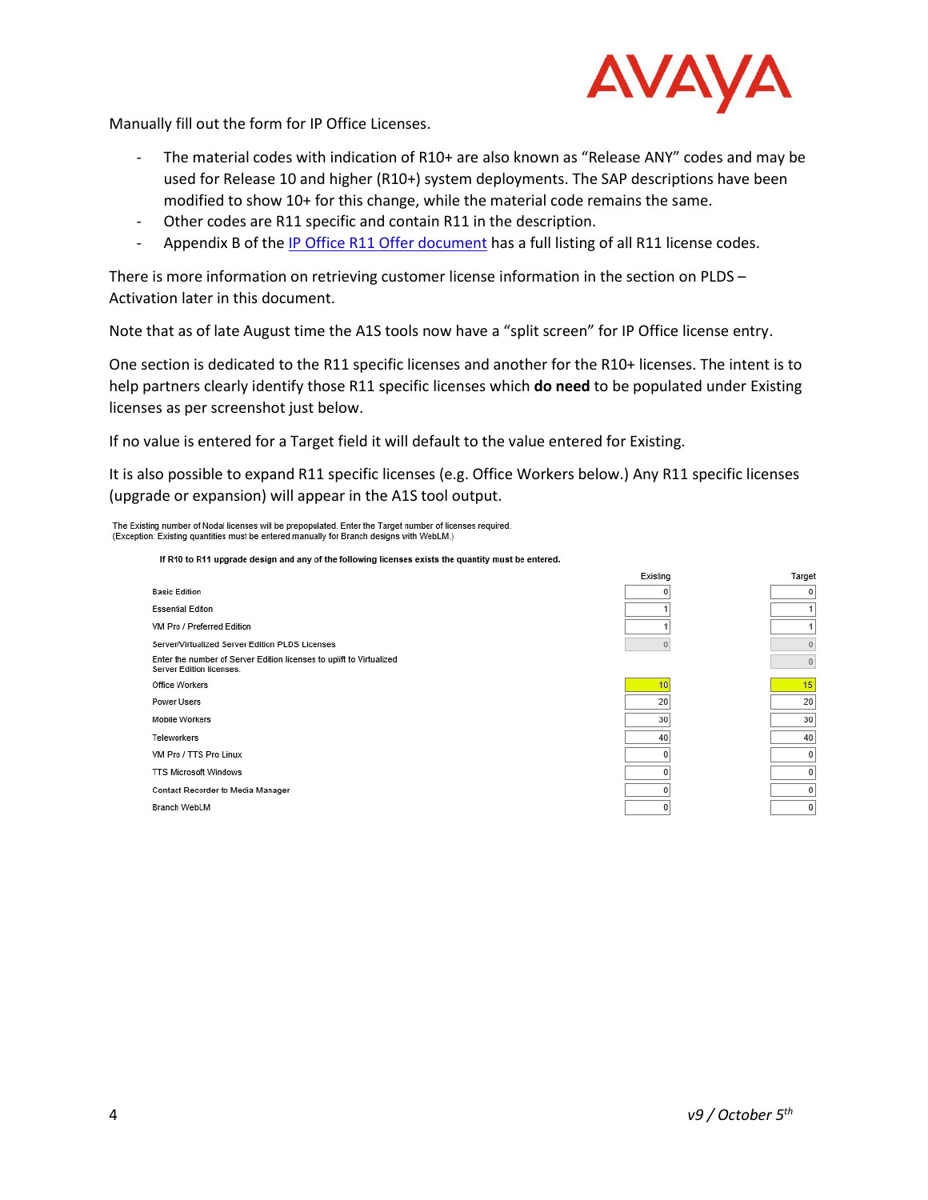Manually fill out the form for IP Office Licenses.

- The material codes with indication of R10+ are also known as "Release ANY" codes and may be used for Release 10 and higher (R10+) system deployments. The SAP descriptions have been modified to show 10+ for this change, while the material code remains the same.
- Other codes are R11 specific and contain R11 in the description.
- Appendix B of the [IP Office R11 Offer document]() has a full listing of all R11 license codes.

There is more information on retrieving customer license information in the section on PLDS – Activation later in this document.

Note that as of late August time the A1S tools now have a "split screen" for IP Office license entry.

One section is dedicated to the R11 specific licenses and another for the R10+ licenses. The intent is to help partners clearly identify those R11 specific licenses which **do need** to be populated under Existing licenses as per screenshot just below.

If no value is entered for a Target field it will default to the value entered for Existing.

It is also possible to expand R11 specific licenses (e.g. Office Workers below.) Any R11 specific licenses (upgrade or expansion) will appear in the A1S tool output.

The Existing number of Nodal licenses will be prepopulated. Enter the Target number of licenses required.
(Exception: Existing quantities must be entered manually for Branch designs with WebLM.)

**If R10 to R11 upgrade design and any of the following licenses exists the quantity must be entered.**

| | Existing | Target |
|---|---|---|
| Basic Edition | 0 | 0 |
| Essential Editon | 1 | 1 |
| VM Pro / Preferred Edition | 1 | 1 |
| Server/Virtualized Server Edition PLDS Licenses | 0 | 0 |
| Enter the number of Server Edition licenses to uplift to Virtualized Server Edition licenses. | | 0 |
| Office Workers | 10 | 15 |
| Power Users | 20 | 20 |
| Mobile Workers | 30 | 30 |
| Teleworkers | 40 | 40 |
| VM Pro / TTS Pro Linux | 0 | 0 |
| TTS Microsoft Windows | 0 | 0 |
| Contact Recorder to Media Manager | 0 | 0 |
| Branch WebLM | 0 | 0 |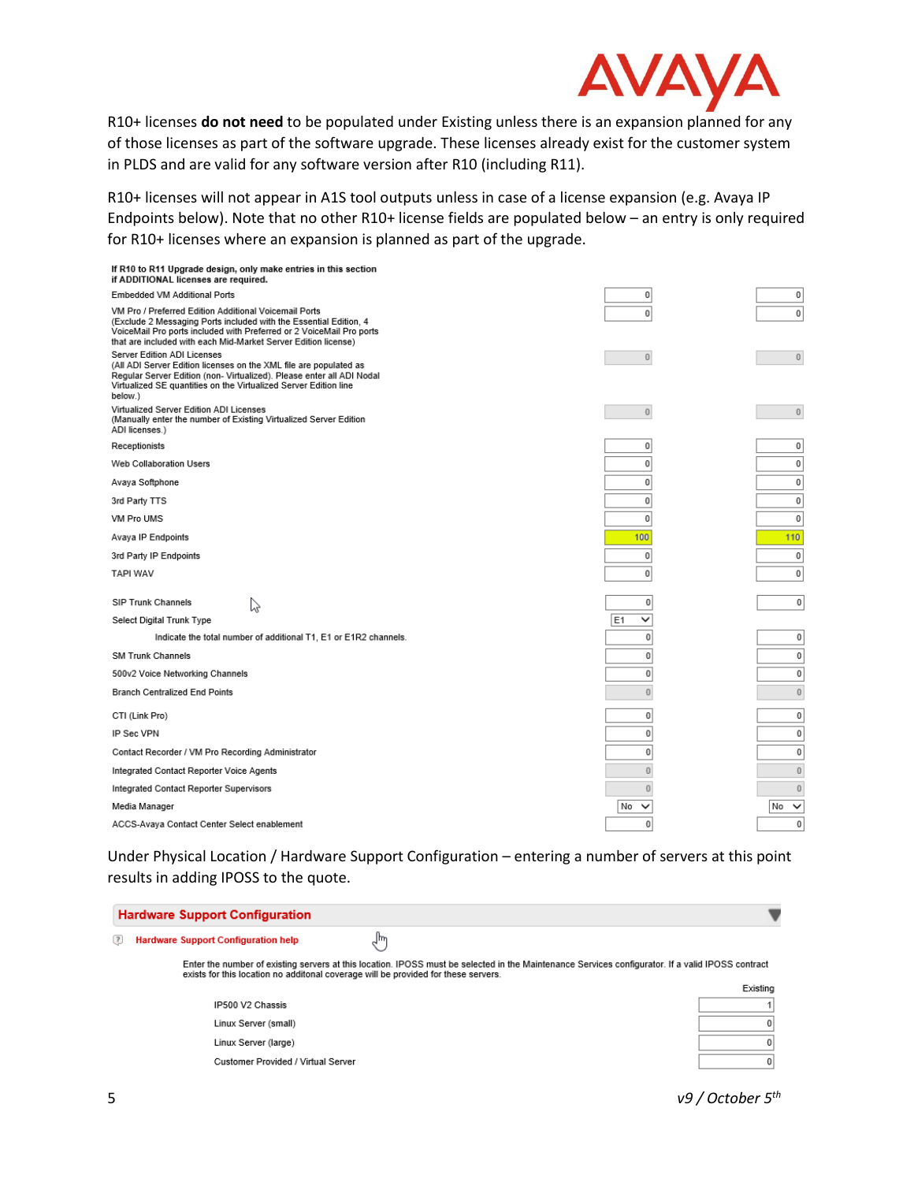R10+ licenses **do not need** to be populated under Existing unless there is an expansion planned for any of those licenses as part of the software upgrade. These licenses already exist for the customer system in PLDS and are valid for any software version after R10 (including R11).

R10+ licenses will not appear in A1S tool outputs unless in case of a license expansion (e.g. Avaya IP Endpoints below). Note that no other R10+ license fields are populated below – an entry is only required for R10+ licenses where an expansion is planned as part of the upgrade.

| **If R10 to R11 Upgrade design, only make entries in this section if ADDITIONAL licenses are required.** | | |
|---|---|---|
| Embedded VM Additional Ports | 0 | 0 |
| VM Pro / Preferred Edition Additional Voicemail Ports (Exclude 2 Messaging Ports included with the Essential Edition, 4 VoiceMail Pro ports included with Preferred or 2 VoiceMail Pro ports that are included with each Mid-Market Server Edition license) | 0 | 0 |
| Server Edition ADI Licenses (All ADI Server Edition licenses on the XML file are populated as Regular Server Edition (non- Virtualized). Please enter all ADI Nodal Virtualized SE quantities on the Virtualized Server Edition line below.) | 0 | 0 |
| Virtualized Server Edition ADI Licenses (Manually enter the number of Existing Virtualized Server Edition ADI licenses.) | 0 | 0 |
| Receptionists | 0 | 0 |
| Web Collaboration Users | 0 | 0 |
| Avaya Softphone | 0 | 0 |
| 3rd Party TTS | 0 | 0 |
| VM Pro UMS | 0 | 0 |
| Avaya IP Endpoints | 100 | 110 |
| 3rd Party IP Endpoints | 0 | 0 |
| TAPI WAV | 0 | 0 |
| SIP Trunk Channels | 0 | 0 |
| Select Digital Trunk Type | E1 | |
| Indicate the total number of additional T1, E1 or E1R2 channels. | 0 | 0 |
| SM Trunk Channels | 0 | 0 |
| 500v2 Voice Networking Channels | 0 | 0 |
| Branch Centralized End Points | 0 | 0 |
| CTI (Link Pro) | 0 | 0 |
| IP Sec VPN | 0 | 0 |
| Contact Recorder / VM Pro Recording Administrator | 0 | 0 |
| Integrated Contact Reporter Voice Agents | 0 | 0 |
| Integrated Contact Reporter Supervisors | 0 | 0 |
| Media Manager | No | No |
| ACCS-Avaya Contact Center Select enablement | 0 | 0 |

Under Physical Location / Hardware Support Configuration – entering a number of servers at this point results in adding IPOSS to the quote.

**Hardware Support Configuration**

Hardware Support Configuration help

Enter the number of existing servers at this location. IPOSS must be selected in the Maintenance Services configurator. If a valid IPOSS contract exists for this location no additonal coverage will be provided for these servers.

| | Existing |
|---|---|
| IP500 V2 Chassis | 1 |
| Linux Server (small) | 0 |
| Linux Server (large) | 0 |
| Customer Provided / Virtual Server | 0 |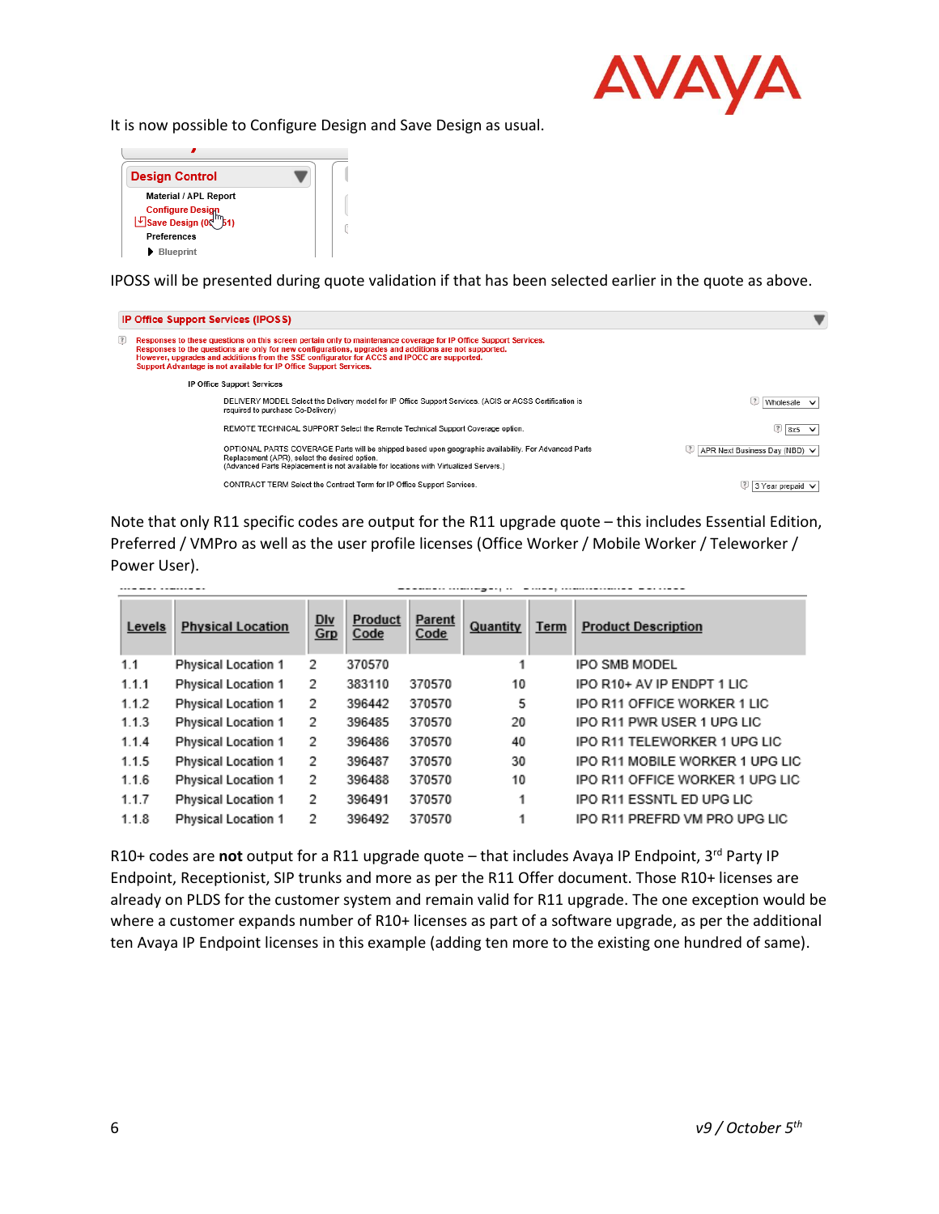It is now possible to Configure Design and Save Design as usual.

**Design Control**

- Material / APL Report
- Configure Design
- Save Design (0...51)
- Preferences
- Blueprint

IPOSS will be presented during quote validation if that has been selected earlier in the quote as above.

**IP Office Support Services (IPOSS)**

Responses to these questions on this screen pertain only to maintenance coverage for IP Office Support Services.
Responses to the questions are only for new configurations, upgrades and additions are not supported.
However, upgrades and additions from the SSE configurator for ACCS and IPOCC are supported.
Support Advantage is not available for IP Office Support Services.

IP Office Support Services

| Question | Selection |
|---|---|
| DELIVERY MODEL Select the Delivery model for IP Office Support Services. (ACIS or ACSS Certification is required to purchase Co-Delivery) | Wholesale |
| REMOTE TECHNICAL SUPPORT Select the Remote Technical Support Coverage option. | 8x5 |
| OPTIONAL PARTS COVERAGE Parts will be shipped based upon geographic availability. For Advanced Parts Replacement (APR), select the desired option. (Advanced Parts Replacement is not available for locations with Virtualized Servers.) | APR Next Business Day (NBD) |
| CONTRACT TERM Select the Contract Term for IP Office Support Services. | 3 Year prepaid |

Note that only R11 specific codes are output for the R11 upgrade quote – this includes Essential Edition, Preferred / VMPro as well as the user profile licenses (Office Worker / Mobile Worker / Teleworker / Power User).

| Levels | Physical Location | Div Grp | Product Code | Parent Code | Quantity | Term | Product Description |
|---|---|---|---|---|---|---|---|
| 1.1 | Physical Location 1 | 2 | 370570 | | 1 | | IPO SMB MODEL |
| 1.1.1 | Physical Location 1 | 2 | 383110 | 370570 | 10 | | IPO R10+ AV IP ENDPT 1 LIC |
| 1.1.2 | Physical Location 1 | 2 | 396442 | 370570 | 5 | | IPO R11 OFFICE WORKER 1 LIC |
| 1.1.3 | Physical Location 1 | 2 | 396485 | 370570 | 20 | | IPO R11 PWR USER 1 UPG LIC |
| 1.1.4 | Physical Location 1 | 2 | 396486 | 370570 | 40 | | IPO R11 TELEWORKER 1 UPG LIC |
| 1.1.5 | Physical Location 1 | 2 | 396487 | 370570 | 30 | | IPO R11 MOBILE WORKER 1 UPG LIC |
| 1.1.6 | Physical Location 1 | 2 | 396488 | 370570 | 10 | | IPO R11 OFFICE WORKER 1 UPG LIC |
| 1.1.7 | Physical Location 1 | 2 | 396491 | 370570 | 1 | | IPO R11 ESSNTL ED UPG LIC |
| 1.1.8 | Physical Location 1 | 2 | 396492 | 370570 | 1 | | IPO R11 PREFRD VM PRO UPG LIC |

R10+ codes are **not** output for a R11 upgrade quote – that includes Avaya IP Endpoint, 3rd Party IP Endpoint, Receptionist, SIP trunks and more as per the R11 Offer document. Those R10+ licenses are already on PLDS for the customer system and remain valid for R11 upgrade. The one exception would be where a customer expands number of R10+ licenses as part of a software upgrade, as per the additional ten Avaya IP Endpoint licenses in this example (adding ten more to the existing one hundred of same).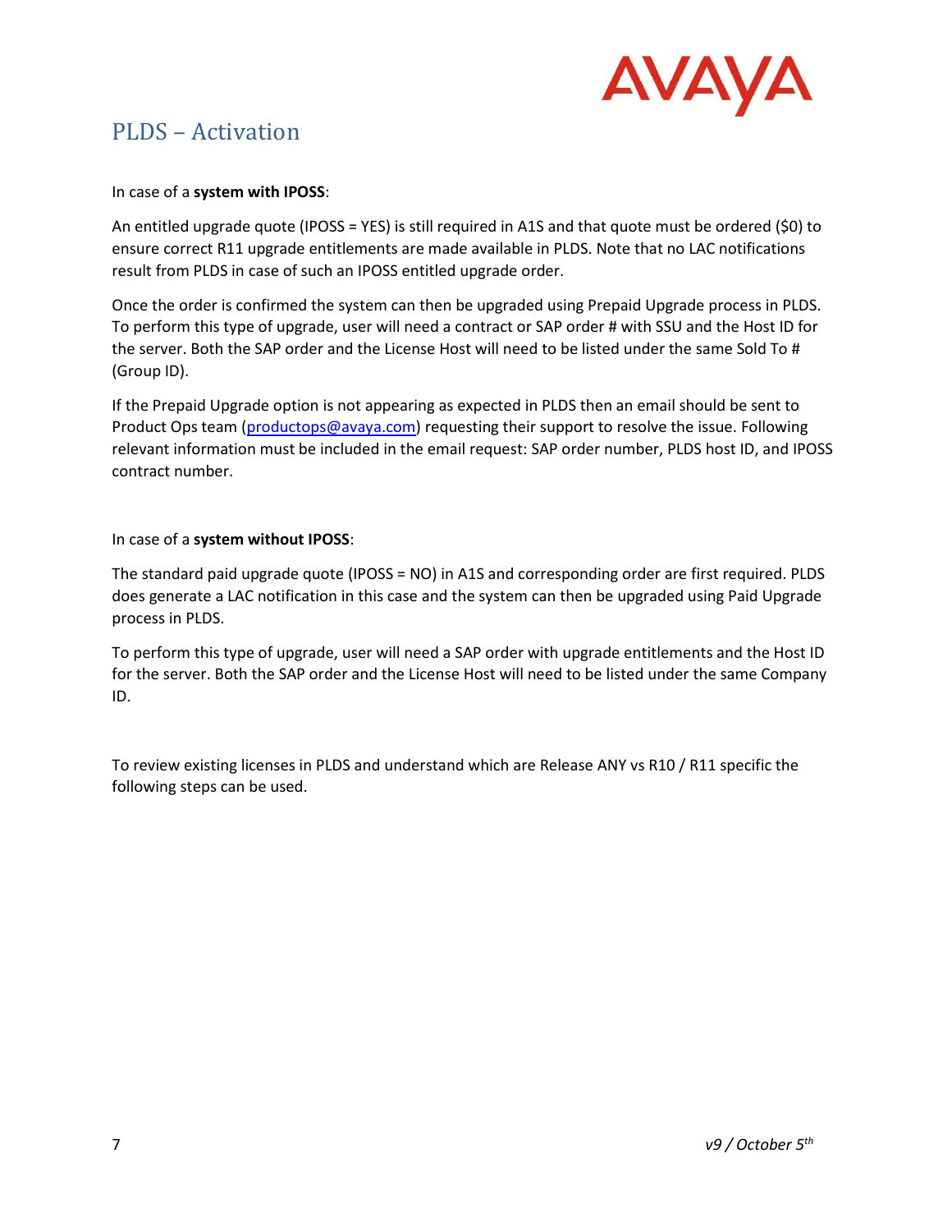# PLDS – Activation

In case of a **system with IPOSS**:

An entitled upgrade quote (IPOSS = YES) is still required in A1S and that quote must be ordered ($0) to ensure correct R11 upgrade entitlements are made available in PLDS. Note that no LAC notifications result from PLDS in case of such an IPOSS entitled upgrade order.

Once the order is confirmed the system can then be upgraded using Prepaid Upgrade process in PLDS. To perform this type of upgrade, user will need a contract or SAP order # with SSU and the Host ID for the server. Both the SAP order and the License Host will need to be listed under the same Sold To # (Group ID).

If the Prepaid Upgrade option is not appearing as expected in PLDS then an email should be sent to Product Ops team (productops@avaya.com) requesting their support to resolve the issue. Following relevant information must be included in the email request: SAP order number, PLDS host ID, and IPOSS contract number.

In case of a **system without IPOSS**:

The standard paid upgrade quote (IPOSS = NO) in A1S and corresponding order are first required. PLDS does generate a LAC notification in this case and the system can then be upgraded using Paid Upgrade process in PLDS.

To perform this type of upgrade, user will need a SAP order with upgrade entitlements and the Host ID for the server. Both the SAP order and the License Host will need to be listed under the same Company ID.

To review existing licenses in PLDS and understand which are Release ANY vs R10 / R11 specific the following steps can be used.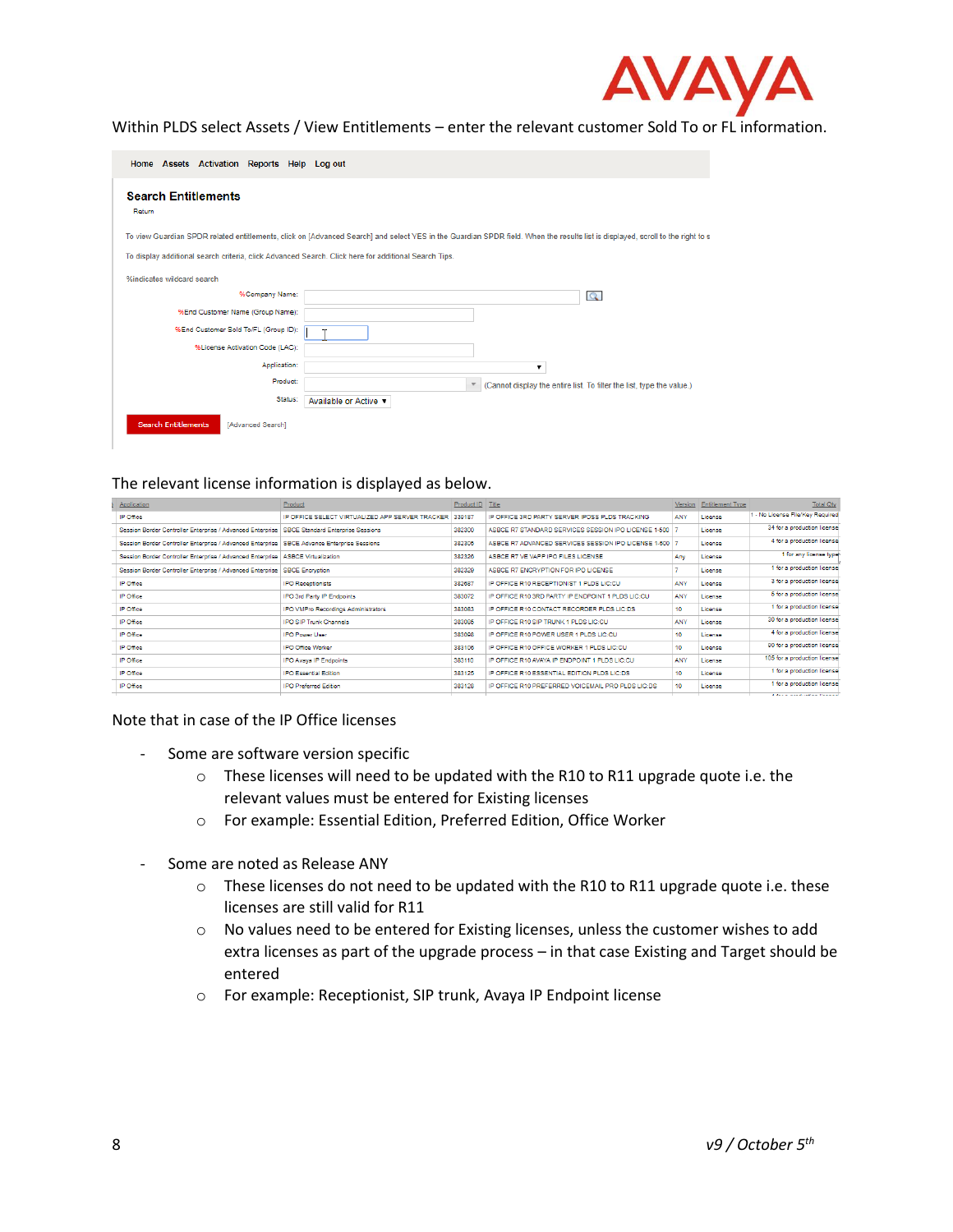Within PLDS select Assets / View Entitlements – enter the relevant customer Sold To or FL information.

Home Assets Activation Reports Help Log out

**Search Entitlements**

Return

To view Guardian SPDR related entitlements, click on [Advanced Search] and select YES in the Guardian SPDR field. When the results list is displayed, scroll to the right to s

To display additional search criteria, click Advanced Search. Click here for additional Search Tips.

%indicates wildcard search

%Company Name:

%End Customer Name (Group Name):

%End Customer Sold To/FL (Group ID):

%License Activation Code (LAC):

Application:

Product: (Cannot display the entire list. To filter the list, type the value.)

Status: Available or Active

Search Entitlements [Advanced Search]

The relevant license information is displayed as below.

| Application | Product | Product ID | Title | Version | Entitlement Type | Total Qty |
|---|---|---|---|---|---|---|
| IP Office | IP OFFICE SELECT VIRTUALIZED APP SERVER TRACKER | 339187 | IP OFFICE 3RD PARTY SERVER IPOSS PLDS TRACKING | ANY | License | 1 - No License File/Key Required |
| Session Border Controller Enterprise / Advanced Enterprise | SBCE Standard Enterprise Sessions | 382300 | ASBCE R7 STANDARD SERVICES SESSION IPO LICENSE 1-500 | 7 | License | 34 for a production license |
| Session Border Controller Enterprise / Advanced Enterprise | SBCE Advance Enterprise Sessions | 382306 | ASBCE R7 ADVANCED SERVICES SESSION IPO LICENSE 1-500 | 7 | License | 4 for a production license |
| Session Border Controller Enterprise / Advanced Enterprise | ASBCE Virtualization | 382326 | ASBCE R7 VE VAPP IPO FILES LICENSE | Any | License | 1 for any license type |
| Session Border Controller Enterprise / Advanced Enterprise | SBCE Encryption | 382329 | ASBCE R7 ENCRYPTION FOR IPO LICENSE | 7 | License | 1 for a production license |
| IP Office | IPO Receptionists | 382687 | IP OFFICE R10 RECEPTIONIST 1 PLDS LIC:CU | ANY | License | 3 for a production license |
| IP Office | IPO 3rd Party IP Endpoints | 383072 | IP OFFICE R10 3RD PARTY IP ENDPOINT 1 PLDS LIC:CU | ANY | License | 5 for a production license |
| IP Office | IPO VMPro Recordings Administrators | 383083 | IP OFFICE R10 CONTACT RECORDER PLDS LIC:DS | 10 | License | 1 for a production license |
| IP Office | IPO SIP Trunk Channels | 383095 | IP OFFICE R10 SIP TRUNK 1 PLDS LIC:CU | ANY | License | 30 for a production license |
| IP Office | IPO Power User | 383098 | IP OFFICE R10 POWER USER 1 PLDS LIC:CU | 10 | License | 4 for a production license |
| IP Office | IPO Office Worker | 383106 | IP OFFICE R10 OFFICE WORKER 1 PLDS LIC:CU | 10 | License | 90 for a production license |
| IP Office | IPO Avaya IP Endpoints | 383110 | IP OFFICE R10 AVAYA IP ENDPOINT 1 PLDS LIC:CU | ANY | License | 105 for a production license |
| IP Office | IPO Essential Edition | 383125 | IP OFFICE R10 ESSENTIAL EDITION PLDS LIC:DS | 10 | License | 1 for a production license |
| IP Office | IPO Preferred Edition | 383128 | IP OFFICE R10 PREFERRED VOICEMAIL PRO PLDS LIC:DS | 10 | License | 1 for a production license |

Note that in case of the IP Office licenses

- Some are software version specific
  - These licenses will need to be updated with the R10 to R11 upgrade quote i.e. the relevant values must be entered for Existing licenses
  - For example: Essential Edition, Preferred Edition, Office Worker

- Some are noted as Release ANY
  - These licenses do not need to be updated with the R10 to R11 upgrade quote i.e. these licenses are still valid for R11
  - No values need to be entered for Existing licenses, unless the customer wishes to add extra licenses as part of the upgrade process – in that case Existing and Target should be entered
  - For example: Receptionist, SIP trunk, Avaya IP Endpoint license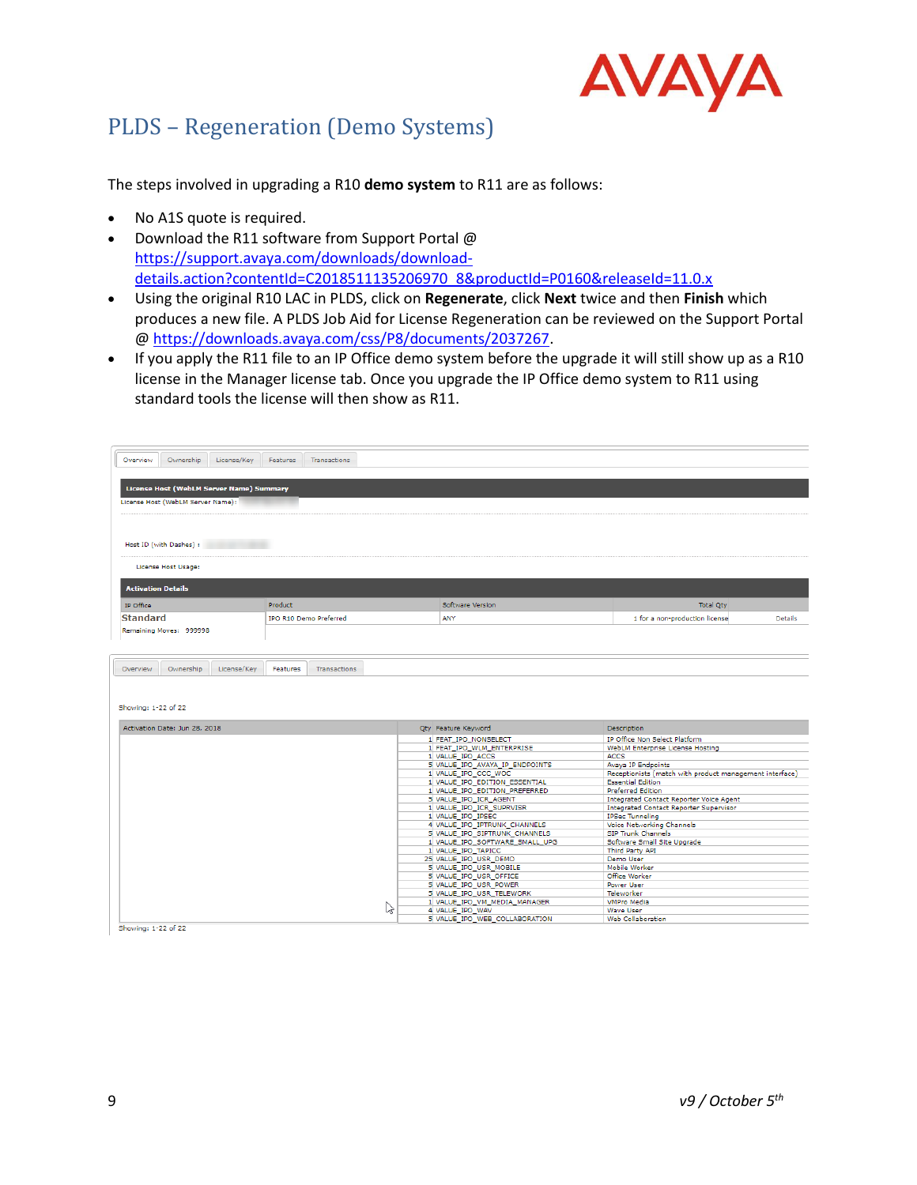# PLDS – Regeneration (Demo Systems)

The steps involved in upgrading a R10 **demo system** to R11 are as follows:

- No A1S quote is required.
- Download the R11 software from Support Portal @ https://support.avaya.com/downloads/download-details.action?contentId=C2018511135206970_8&productId=P0160&releaseId=11.0.x
- Using the original R10 LAC in PLDS, click on **Regenerate**, click **Next** twice and then **Finish** which produces a new file. A PLDS Job Aid for License Regeneration can be reviewed on the Support Portal @ https://downloads.avaya.com/css/P8/documents/2037267.
- If you apply the R11 file to an IP Office demo system before the upgrade it will still show up as a R10 license in the Manager license tab. Once you upgrade the IP Office demo system to R11 using standard tools the license will then show as R11.

Overview | Ownership | License/Key | Features | Transactions

**License Host (WebLM Server Name) Summary**

License Host (WebLM Server Name):

Host ID (with Dashes):

License Host Usage:

**Activation Details**

| IP Office | Product | Software Version | Total Qty | |
|---|---|---|---|---|
| **Standard**<br>Remaining Moves: 999998 | IPO R10 Demo Preferred | ANY | 1 for a non-production license | Details |

Overview | Ownership | License/Key | Features | Transactions

Showing: 1-22 of 22

| Activation Date: Jun 28, 2018 | Qty | Feature Keyword | Description |
|---|---|---|---|
| | 1 | FEAT_IPO_NONSELECT | IP Office Non Select Platform |
| | 1 | FEAT_IPO_WLM_ENTERPRISE | WebLM Enterprise License Hosting |
| | 1 | VALUE_IPO_ACCS | ACCS |
| | 5 | VALUE_IPO_AVAYA_IP_ENDPOINTS | Avaya IP Endpoints |
| | 1 | VALUE_IPO_CCC_WOC | Receptionists (match with product management interface) |
| | 1 | VALUE_IPO_EDITION_ESSENTIAL | Essential Edition |
| | 1 | VALUE_IPO_EDITION_PREFERRED | Preferred Edition |
| | 5 | VALUE_IPO_ICR_AGENT | Integrated Contact Reporter Voice Agent |
| | 1 | VALUE_IPO_ICR_SUPRVISR | Integrated Contact Reporter Supervisor |
| | 1 | VALUE_IPO_IPSEC | IPSec Tunneling |
| | 4 | VALUE_IPO_IPTRUNK_CHANNELS | Voice Networking Channels |
| | 5 | VALUE_IPO_SIPTRUNK_CHANNELS | SIP Trunk Channels |
| | 1 | VALUE_IPO_SOFTWARE_SMALL_UPG | Software Small Site Upgrade |
| | 1 | VALUE_IPO_TAPICC | Third Party API |
| | 25 | VALUE_IPO_USR_DEMO | Demo User |
| | 5 | VALUE_IPO_USR_MOBILE | Mobile Worker |
| | 5 | VALUE_IPO_USR_OFFICE | Office Worker |
| | 5 | VALUE_IPO_USR_POWER | Power User |
| | 5 | VALUE_IPO_USR_TELEWORK | Teleworker |
| | 1 | VALUE_IPO_VM_MEDIA_MANAGER | VMPro Media |
| | 4 | VALUE_IPO_WAV | Wave User |
| | 5 | VALUE_IPO_WEB_COLLABORATION | Web Collaboration |

Showing: 1-22 of 22

v9 / October 5th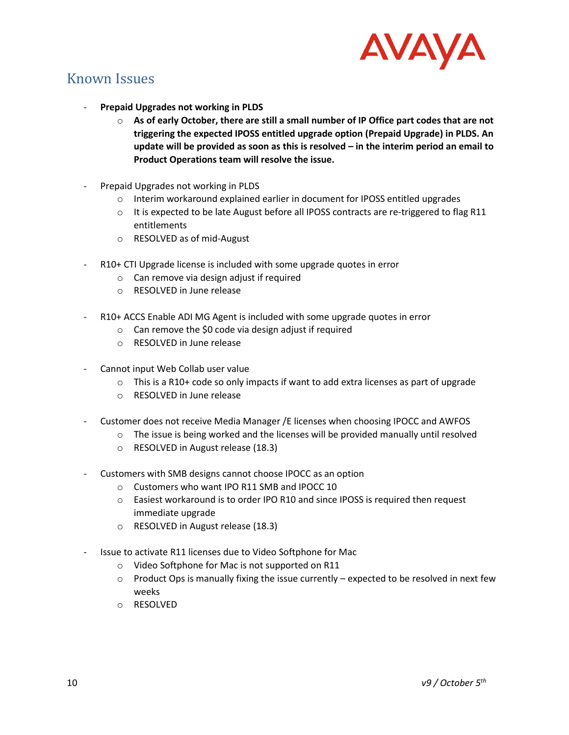## Known Issues

- **Prepaid Upgrades not working in PLDS**
  - **As of early October, there are still a small number of IP Office part codes that are not triggering the expected IPOSS entitled upgrade option (Prepaid Upgrade) in PLDS. An update will be provided as soon as this is resolved – in the interim period an email to Product Operations team will resolve the issue.**

- Prepaid Upgrades not working in PLDS
  - Interim workaround explained earlier in document for IPOSS entitled upgrades
  - It is expected to be late August before all IPOSS contracts are re-triggered to flag R11 entitlements
  - RESOLVED as of mid-August

- R10+ CTI Upgrade license is included with some upgrade quotes in error
  - Can remove via design adjust if required
  - RESOLVED in June release

- R10+ ACCS Enable ADI MG Agent is included with some upgrade quotes in error
  - Can remove the $0 code via design adjust if required
  - RESOLVED in June release

- Cannot input Web Collab user value
  - This is a R10+ code so only impacts if want to add extra licenses as part of upgrade
  - RESOLVED in June release

- Customer does not receive Media Manager /E licenses when choosing IPOCC and AWFOS
  - The issue is being worked and the licenses will be provided manually until resolved
  - RESOLVED in August release (18.3)

- Customers with SMB designs cannot choose IPOCC as an option
  - Customers who want IPO R11 SMB and IPOCC 10
  - Easiest workaround is to order IPO R10 and since IPOSS is required then request immediate upgrade
  - RESOLVED in August release (18.3)

- Issue to activate R11 licenses due to Video Softphone for Mac
  - Video Softphone for Mac is not supported on R11
  - Product Ops is manually fixing the issue currently – expected to be resolved in next few weeks
  - RESOLVED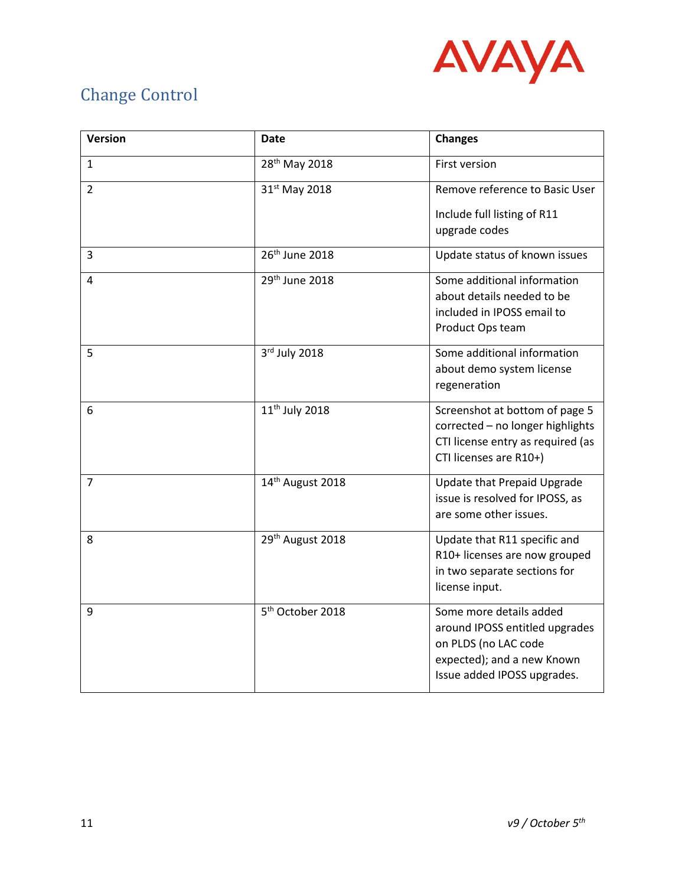## Change Control

| Version | Date | Changes |
|---|---|---|
| 1 | 28th May 2018 | First version |
| 2 | 31st May 2018 | Remove reference to Basic User<br><br>Include full listing of R11 upgrade codes |
| 3 | 26th June 2018 | Update status of known issues |
| 4 | 29th June 2018 | Some additional information about details needed to be included in IPOSS email to Product Ops team |
| 5 | 3rd July 2018 | Some additional information about demo system license regeneration |
| 6 | 11th July 2018 | Screenshot at bottom of page 5 corrected – no longer highlights CTI license entry as required (as CTI licenses are R10+) |
| 7 | 14th August 2018 | Update that Prepaid Upgrade issue is resolved for IPOSS, as are some other issues. |
| 8 | 29th August 2018 | Update that R11 specific and R10+ licenses are now grouped in two separate sections for license input. |
| 9 | 5th October 2018 | Some more details added around IPOSS entitled upgrades on PLDS (no LAC code expected); and a new Known Issue added IPOSS upgrades. |